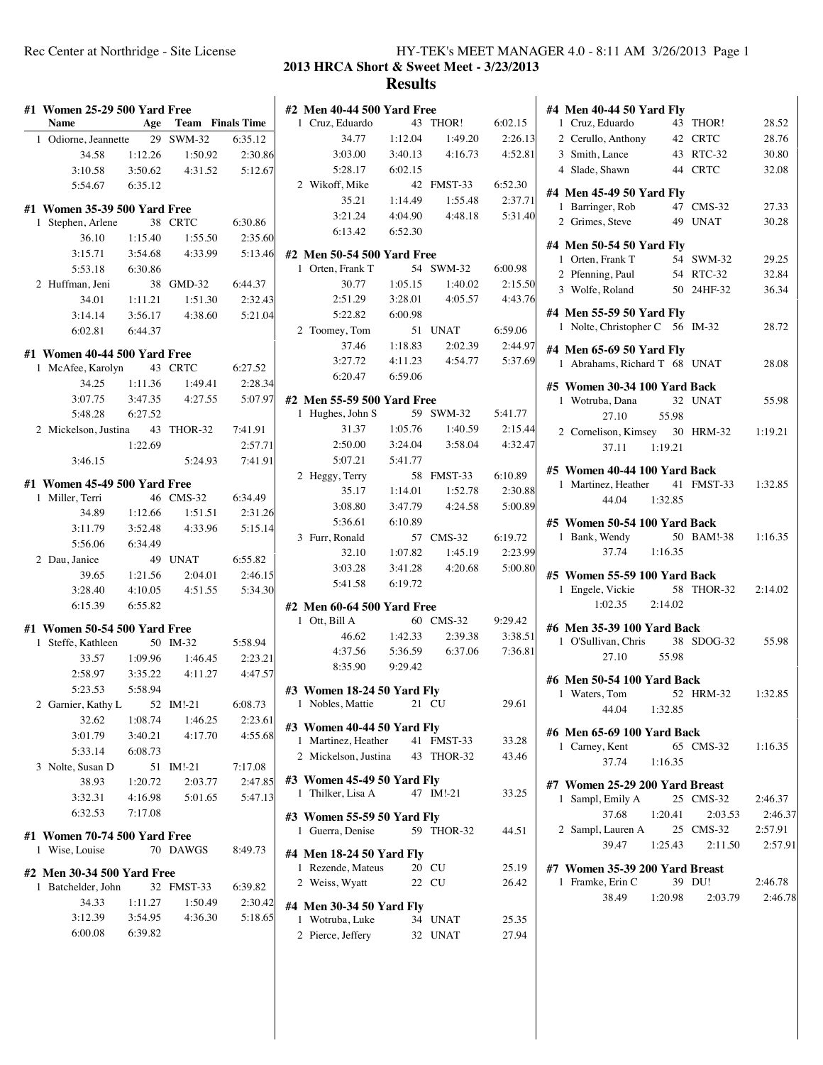**2013 HRCA Short & Sweet Meet - 3/23/2013**

## Results

### #1 Women 25-29 500 Yard Free

| | Name | Age | Team | Finals Time |
|---|---|---|---|---|
| 1 | Odiorne, Jeannette | 29 | SWM-32 | 6:35.12 |

34.58 1:12.26 1:50.92 2:30.86
3:10.58 3:50.62 4:31.52 5:12.67
5:54.67 6:35.12

### #1 Women 35-39 500 Yard Free

1 Stephen, Arlene 38 CRTC 6:30.86
36.10 1:15.40 1:55.50 2:35.60
3:15.71 3:54.68 4:33.99 5:13.46
5:53.18 6:30.86

2 Huffman, Jeni 38 GMD-32 6:44.37
34.01 1:11.21 1:51.30 2:32.43
3:14.14 3:56.17 4:38.60 5:21.04
6:02.81 6:44.37

### #1 Women 40-44 500 Yard Free

1 McAfee, Karolyn 43 CRTC 6:27.52
34.25 1:11.36 1:49.41 2:28.34
3:07.75 3:47.35 4:27.55 5:07.97
5:48.28 6:27.52

2 Mickelson, Justina 43 THOR-32 7:41.91
1:22.69 2:57.71
3:46.15 5:24.93 7:41.91

### #1 Women 45-49 500 Yard Free

1 Miller, Terri 46 CMS-32 6:34.49
34.89 1:12.66 1:51.51 2:31.26
3:11.79 3:52.48 4:33.96 5:15.14
5:56.06 6:34.49

2 Dau, Janice 49 UNAT 6:55.82
39.65 1:21.56 2:04.01 2:46.15
3:28.40 4:10.05 4:51.55 5:34.30
6:15.39 6:55.82

### #1 Women 50-54 500 Yard Free

1 Steffe, Kathleen 50 IM-32 5:58.94
33.57 1:09.96 1:46.45 2:23.21
2:58.97 3:35.22 4:11.27 4:47.57
5:23.53 5:58.94

2 Garnier, Kathy L 52 IM!-21 6:08.73
32.62 1:08.74 1:46.25 2:23.61
3:01.79 3:40.21 4:17.70 4:55.68
5:33.14 6:08.73

3 Nolte, Susan D 51 IM!-21 7:17.08
38.93 1:20.72 2:03.77 2:47.85
3:32.31 4:16.98 5:01.65 5:47.13
6:32.53 7:17.08

### #1 Women 70-74 500 Yard Free

1 Wise, Louise 70 DAWGS 8:49.73

### #2 Men 30-34 500 Yard Free

1 Batchelder, John 32 FMST-33 6:39.82
34.33 1:11.27 1:50.49 2:30.42
3:12.39 3:54.95 4:36.30 5:18.65
6:00.08 6:39.82

### #2 Men 40-44 500 Yard Free

1 Cruz, Eduardo 43 THOR! 6:02.15
34.77 1:12.04 1:49.20 2:26.13
3:03.00 3:40.13 4:16.73 4:52.81
5:28.17 6:02.15

2 Wikoff, Mike 42 FMST-33 6:52.30
35.21 1:14.49 1:55.48 2:37.71
3:21.24 4:04.90 4:48.18 5:31.40
6:13.42 6:52.30

### #2 Men 50-54 500 Yard Free

1 Orten, Frank T 54 SWM-32 6:00.98
30.77 1:05.15 1:40.02 2:15.50
2:51.29 3:28.01 4:05.57 4:43.76
5:22.82 6:00.98

2 Toomey, Tom 51 UNAT 6:59.06
37.46 1:18.83 2:02.39 2:44.97
3:27.72 4:11.23 4:54.77 5:37.69
6:20.47 6:59.06

### #2 Men 55-59 500 Yard Free

1 Hughes, John S 59 SWM-32 5:41.77
31.37 1:05.76 1:40.59 2:15.44
2:50.00 3:24.04 3:58.04 4:32.47
5:07.21 5:41.77

2 Heggy, Terry 58 FMST-33 6:10.89
35.17 1:14.01 1:52.78 2:30.88
3:08.80 3:47.79 4:24.58 5:00.89
5:36.61 6:10.89

3 Furr, Ronald 57 CMS-32 6:19.72
32.10 1:07.82 1:45.19 2:23.99
3:03.28 3:41.28 4:20.68 5:00.80
5:41.58 6:19.72

### #2 Men 60-64 500 Yard Free

1 Ott, Bill A 60 CMS-32 9:29.42
46.62 1:42.33 2:39.38 3:38.51
4:37.56 5:36.59 6:37.06 7:36.81
8:35.90 9:29.42

### #3 Women 18-24 50 Yard Fly

1 Nobles, Mattie 21 CU 29.61

### #3 Women 40-44 50 Yard Fly

1 Martinez, Heather 41 FMST-33 33.28
2 Mickelson, Justina 43 THOR-32 43.46

### #3 Women 45-49 50 Yard Fly

1 Thilker, Lisa A 47 IM!-21 33.25

### #3 Women 55-59 50 Yard Fly

1 Guerra, Denise 59 THOR-32 44.51

### #4 Men 18-24 50 Yard Fly

1 Rezende, Mateus 20 CU 25.19
2 Weiss, Wyatt 22 CU 26.42

### #4 Men 30-34 50 Yard Fly

1 Wotruba, Luke 34 UNAT 25.35
2 Pierce, Jeffery 32 UNAT 27.94

### #4 Men 40-44 50 Yard Fly

1 Cruz, Eduardo 43 THOR! 28.52
2 Cerullo, Anthony 42 CRTC 28.76
3 Smith, Lance 43 RTC-32 30.80
4 Slade, Shawn 44 CRTC 32.08

### #4 Men 45-49 50 Yard Fly

1 Barringer, Rob 47 CMS-32 27.33
2 Grimes, Steve 49 UNAT 30.28

### #4 Men 50-54 50 Yard Fly

1 Orten, Frank T 54 SWM-32 29.25
2 Pfenning, Paul 54 RTC-32 32.84
3 Wolfe, Roland 50 24HF-32 36.34

### #4 Men 55-59 50 Yard Fly

1 Nolte, Christopher C 56 IM-32 28.72

### #4 Men 65-69 50 Yard Fly

1 Abrahams, Richard T 68 UNAT 28.08

### #5 Women 30-34 100 Yard Back

1 Wotruba, Dana 32 UNAT 55.98
27.10 55.98

2 Cornelison, Kimsey 30 HRM-32 1:19.21
37.11 1:19.21

### #5 Women 40-44 100 Yard Back

1 Martinez, Heather 41 FMST-33 1:32.85
44.04 1:32.85

### #5 Women 50-54 100 Yard Back

1 Bank, Wendy 50 BAM!-38 1:16.35
37.74 1:16.35

### #5 Women 55-59 100 Yard Back

1 Engele, Vickie 58 THOR-32 2:14.02
1:02.35 2:14.02

### #6 Men 35-39 100 Yard Back

1 O'Sullivan, Chris 38 SDOG-32 55.98
27.10 55.98

### #6 Men 50-54 100 Yard Back

1 Waters, Tom 52 HRM-32 1:32.85
44.04 1:32.85

### #6 Men 65-69 100 Yard Back

1 Carney, Kent 65 CMS-32 1:16.35
37.74 1:16.35

### #7 Women 25-29 200 Yard Breast

1 Sampl, Emily A 25 CMS-32 2:46.37
37.68 1:20.41 2:03.53 2:46.37

2 Sampl, Lauren A 25 CMS-32 2:57.91
39.47 1:25.43 2:11.50 2:57.91

### #7 Women 35-39 200 Yard Breast

1 Framke, Erin C 39 DU! 2:46.78
38.49 1:20.98 2:03.79 2:46.78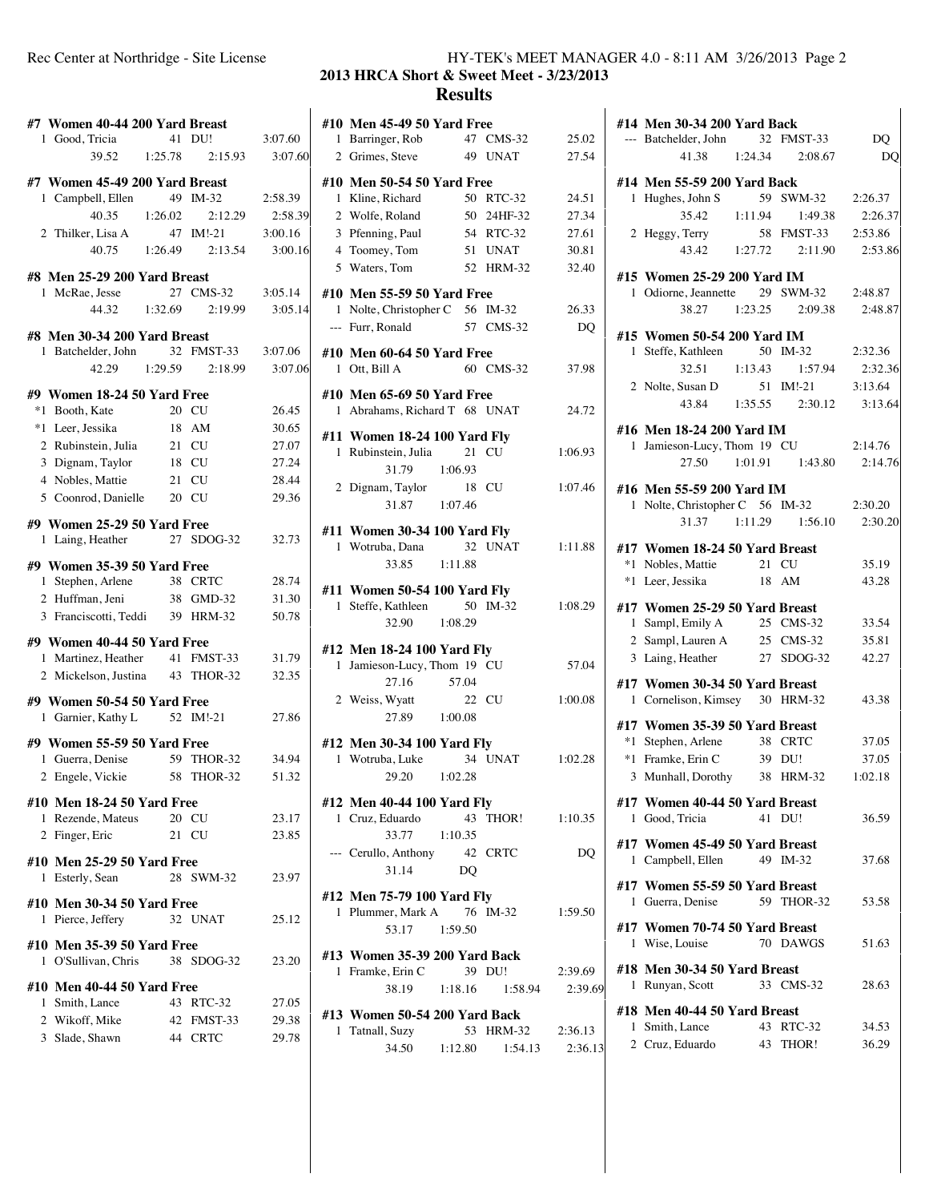## 2013 HRCA Short & Sweet Meet - 3/23/2013

## Results

#### #7 Women 40-44 200 Yard Breast

1 Good, Tricia 41 DU! 3:07.60
39.52 1:25.78 2:15.93 3:07.60

#### #7 Women 45-49 200 Yard Breast

1 Campbell, Ellen 49 IM-32 2:58.39
40.35 1:26.02 2:12.29 2:58.39

2 Thilker, Lisa A 47 IM!-21 3:00.16
40.75 1:26.49 2:13.54 3:00.16

#### #8 Men 25-29 200 Yard Breast

1 McRae, Jesse 27 CMS-32 3:05.14
44.32 1:32.69 2:19.99 3:05.14

#### #8 Men 30-34 200 Yard Breast

1 Batchelder, John 32 FMST-33 3:07.06
42.29 1:29.59 2:18.99 3:07.06

#### #9 Women 18-24 50 Yard Free

*1 Booth, Kate 20 CU 26.45
*1 Leer, Jessika 18 AM 30.65
2 Rubinstein, Julia 21 CU 27.07
3 Dignam, Taylor 18 CU 27.24
4 Nobles, Mattie 21 CU 28.44
5 Coonrod, Danielle 20 CU 29.36

#### #9 Women 25-29 50 Yard Free

1 Laing, Heather 27 SDOG-32 32.73

#### #9 Women 35-39 50 Yard Free

1 Stephen, Arlene 38 CRTC 28.74
2 Huffman, Jeni 38 GMD-32 31.30
3 Franciscotti, Teddi 39 HRM-32 50.78

#### #9 Women 40-44 50 Yard Free

1 Martinez, Heather 41 FMST-33 31.79
2 Mickelson, Justina 43 THOR-32 32.35

#### #9 Women 50-54 50 Yard Free

1 Garnier, Kathy L 52 IM!-21 27.86

#### #9 Women 55-59 50 Yard Free

1 Guerra, Denise 59 THOR-32 34.94
2 Engele, Vickie 58 THOR-32 51.32

#### #10 Men 18-24 50 Yard Free

1 Rezende, Mateus 20 CU 23.17
2 Finger, Eric 21 CU 23.85

#### #10 Men 25-29 50 Yard Free

1 Esterly, Sean 28 SWM-32 23.97

#### #10 Men 30-34 50 Yard Free

1 Pierce, Jeffery 32 UNAT 25.12

#### #10 Men 35-39 50 Yard Free

1 O'Sullivan, Chris 38 SDOG-32 23.20

#### #10 Men 40-44 50 Yard Free

1 Smith, Lance 43 RTC-32 27.05
2 Wikoff, Mike 42 FMST-33 29.38
3 Slade, Shawn 44 CRTC 29.78

#### #10 Men 45-49 50 Yard Free

1 Barringer, Rob 47 CMS-32 25.02
2 Grimes, Steve 49 UNAT 27.54

#### #10 Men 50-54 50 Yard Free

1 Kline, Richard 50 RTC-32 24.51
2 Wolfe, Roland 50 24HF-32 27.34
3 Pfenning, Paul 54 RTC-32 27.61
4 Toomey, Tom 51 UNAT 30.81
5 Waters, Tom 52 HRM-32 32.40

#### #10 Men 55-59 50 Yard Free

1 Nolte, Christopher C 56 IM-32 26.33
--- Furr, Ronald 57 CMS-32 DQ

#### #10 Men 60-64 50 Yard Free

1 Ott, Bill A 60 CMS-32 37.98

#### #10 Men 65-69 50 Yard Free

1 Abrahams, Richard T 68 UNAT 24.72

#### #11 Women 18-24 100 Yard Fly

1 Rubinstein, Julia 21 CU 1:06.93
31.79 1:06.93

2 Dignam, Taylor 18 CU 1:07.46
31.87 1:07.46

#### #11 Women 30-34 100 Yard Fly

1 Wotruba, Dana 32 UNAT 1:11.88
33.85 1:11.88

#### #11 Women 50-54 100 Yard Fly

1 Steffe, Kathleen 50 IM-32 1:08.29
32.90 1:08.29

#### #12 Men 18-24 100 Yard Fly

1 Jamieson-Lucy, Thom 19 CU 57.04
27.16 57.04

2 Weiss, Wyatt 22 CU 1:00.08
27.89 1:00.08

#### #12 Men 30-34 100 Yard Fly

1 Wotruba, Luke 34 UNAT 1:02.28
29.20 1:02.28

#### #12 Men 40-44 100 Yard Fly

1 Cruz, Eduardo 43 THOR! 1:10.35
33.77 1:10.35

--- Cerullo, Anthony 42 CRTC DQ
31.14 DQ

#### #12 Men 75-79 100 Yard Fly

1 Plummer, Mark A 76 IM-32 1:59.50
53.17 1:59.50

#### #13 Women 35-39 200 Yard Back

1 Framke, Erin C 39 DU! 2:39.69
38.19 1:18.16 1:58.94 2:39.69

#### #13 Women 50-54 200 Yard Back

1 Tatnall, Suzy 53 HRM-32 2:36.13
34.50 1:12.80 1:54.13 2:36.13

#### #14 Men 30-34 200 Yard Back

--- Batchelder, John 32 FMST-33 DQ
41.38 1:24.34 2:08.67 DQ

#### #14 Men 55-59 200 Yard Back

1 Hughes, John S 59 SWM-32 2:26.37
35.42 1:11.94 1:49.38 2:26.37

2 Heggy, Terry 58 FMST-33 2:53.86
43.42 1:27.72 2:11.90 2:53.86

#### #15 Women 25-29 200 Yard IM

1 Odiorne, Jeannette 29 SWM-32 2:48.87
38.27 1:23.25 2:09.38 2:48.87

#### #15 Women 50-54 200 Yard IM

1 Steffe, Kathleen 50 IM-32 2:32.36
32.51 1:13.43 1:57.94 2:32.36

2 Nolte, Susan D 51 IM!-21 3:13.64
43.84 1:35.55 2:30.12 3:13.64

#### #16 Men 18-24 200 Yard IM

1 Jamieson-Lucy, Thom 19 CU 2:14.76
27.50 1:01.91 1:43.80 2:14.76

#### #16 Men 55-59 200 Yard IM

1 Nolte, Christopher C 56 IM-32 2:30.20
31.37 1:11.29 1:56.10 2:30.20

#### #17 Women 18-24 50 Yard Breast

*1 Nobles, Mattie 21 CU 35.19
*1 Leer, Jessika 18 AM 43.28

#### #17 Women 25-29 50 Yard Breast

1 Sampl, Emily A 25 CMS-32 33.54
2 Sampl, Lauren A 25 CMS-32 35.81
3 Laing, Heather 27 SDOG-32 42.27

#### #17 Women 30-34 50 Yard Breast

1 Cornelison, Kimsey 30 HRM-32 43.38

#### #17 Women 35-39 50 Yard Breast

*1 Stephen, Arlene 38 CRTC 37.05
*1 Framke, Erin C 39 DU! 37.05
3 Munhall, Dorothy 38 HRM-32 1:02.18

#### #17 Women 40-44 50 Yard Breast

1 Good, Tricia 41 DU! 36.59

#### #17 Women 45-49 50 Yard Breast

1 Campbell, Ellen 49 IM-32 37.68

#### #17 Women 55-59 50 Yard Breast

1 Guerra, Denise 59 THOR-32 53.58

#### #17 Women 70-74 50 Yard Breast

1 Wise, Louise 70 DAWGS 51.63

#### #18 Men 30-34 50 Yard Breast

1 Runyan, Scott 33 CMS-32 28.63

#### #18 Men 40-44 50 Yard Breast

1 Smith, Lance 43 RTC-32 34.53
2 Cruz, Eduardo 43 THOR! 36.29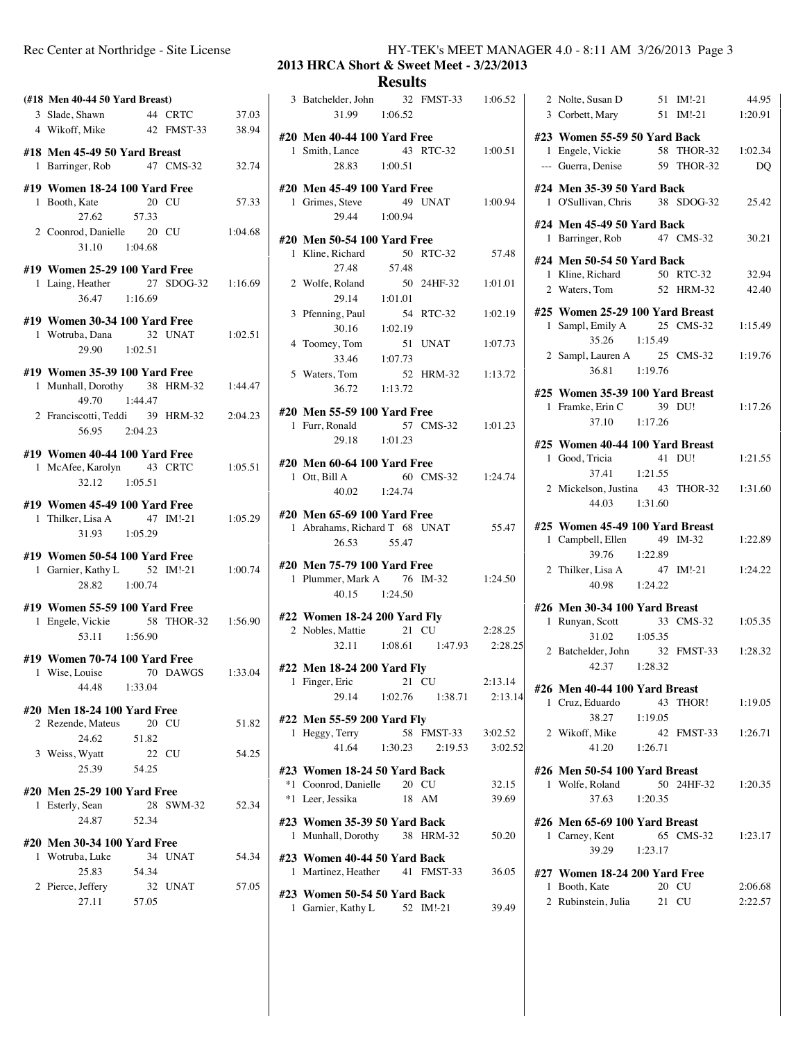## 2013 HRCA Short & Sweet Meet - 3/23/2013

## Results

**(#18 Men 40-44 50 Yard Breast)**

| | Name | Age | Team | Time |
|---|---|---|---|---|
| 3 | Slade, Shawn | 44 | CRTC | 37.03 |
| 4 | Wikoff, Mike | 42 | FMST-33 | 38.94 |

**#18 Men 45-49 50 Yard Breast**

| | Name | Age | Team | Time |
|---|---|---|---|---|
| 1 | Barringer, Rob | 47 | CMS-32 | 32.74 |

**#19 Women 18-24 100 Yard Free**

| | Name | Age | Team | Time |
|---|---|---|---|---|
| 1 | Booth, Kate | 20 | CU | 57.33 |
| | 27.62 | 57.33 | | |
| 2 | Coonrod, Danielle | 20 | CU | 1:04.68 |
| | 31.10 | 1:04.68 | | |

**#19 Women 25-29 100 Yard Free**

| | Name | Age | Team | Time |
|---|---|---|---|---|
| 1 | Laing, Heather | 27 | SDOG-32 | 1:16.69 |
| | 36.47 | 1:16.69 | | |

**#19 Women 30-34 100 Yard Free**

| | Name | Age | Team | Time |
|---|---|---|---|---|
| 1 | Wotruba, Dana | 32 | UNAT | 1:02.51 |
| | 29.90 | 1:02.51 | | |

**#19 Women 35-39 100 Yard Free**

| | Name | Age | Team | Time |
|---|---|---|---|---|
| 1 | Munhall, Dorothy | 38 | HRM-32 | 1:44.47 |
| | 49.70 | 1:44.47 | | |
| 2 | Franciscotti, Teddi | 39 | HRM-32 | 2:04.23 |
| | 56.95 | 2:04.23 | | |

**#19 Women 40-44 100 Yard Free**

| | Name | Age | Team | Time |
|---|---|---|---|---|
| 1 | McAfee, Karolyn | 43 | CRTC | 1:05.51 |
| | 32.12 | 1:05.51 | | |

**#19 Women 45-49 100 Yard Free**

| | Name | Age | Team | Time |
|---|---|---|---|---|
| 1 | Thilker, Lisa A | 47 | IM!-21 | 1:05.29 |
| | 31.93 | 1:05.29 | | |

**#19 Women 50-54 100 Yard Free**

| | Name | Age | Team | Time |
|---|---|---|---|---|
| 1 | Garnier, Kathy L | 52 | IM!-21 | 1:00.74 |
| | 28.82 | 1:00.74 | | |

**#19 Women 55-59 100 Yard Free**

| | Name | Age | Team | Time |
|---|---|---|---|---|
| 1 | Engele, Vickie | 58 | THOR-32 | 1:56.90 |
| | 53.11 | 1:56.90 | | |

**#19 Women 70-74 100 Yard Free**

| | Name | Age | Team | Time |
|---|---|---|---|---|
| 1 | Wise, Louise | 70 | DAWGS | 1:33.04 |
| | 44.48 | 1:33.04 | | |

**#20 Men 18-24 100 Yard Free**

| | Name | Age | Team | Time |
|---|---|---|---|---|
| 2 | Rezende, Mateus | 20 | CU | 51.82 |
| | 24.62 | 51.82 | | |
| 3 | Weiss, Wyatt | 22 | CU | 54.25 |
| | 25.39 | 54.25 | | |

**#20 Men 25-29 100 Yard Free**

| | Name | Age | Team | Time |
|---|---|---|---|---|
| 1 | Esterly, Sean | 28 | SWM-32 | 52.34 |
| | 24.87 | 52.34 | | |

**#20 Men 30-34 100 Yard Free**

| | Name | Age | Team | Time |
|---|---|---|---|---|
| 1 | Wotruba, Luke | 34 | UNAT | 54.34 |
| | 25.83 | 54.34 | | |
| 2 | Pierce, Jeffery | 32 | UNAT | 57.05 |
| | 27.11 | 57.05 | | |
| 3 | Batchelder, John | 32 | FMST-33 | 1:06.52 |
| | 31.99 | 1:06.52 | | |

**#20 Men 40-44 100 Yard Free**

| | Name | Age | Team | Time |
|---|---|---|---|---|
| 1 | Smith, Lance | 43 | RTC-32 | 1:00.51 |
| | 28.83 | 1:00.51 | | |

**#20 Men 45-49 100 Yard Free**

| | Name | Age | Team | Time |
|---|---|---|---|---|
| 1 | Grimes, Steve | 49 | UNAT | 1:00.94 |
| | 29.44 | 1:00.94 | | |

**#20 Men 50-54 100 Yard Free**

| | Name | Age | Team | Time |
|---|---|---|---|---|
| 1 | Kline, Richard | 50 | RTC-32 | 57.48 |
| | 27.48 | 57.48 | | |
| 2 | Wolfe, Roland | 50 | 24HF-32 | 1:01.01 |
| | 29.14 | 1:01.01 | | |
| 3 | Pfenning, Paul | 54 | RTC-32 | 1:02.19 |
| | 30.16 | 1:02.19 | | |
| 4 | Toomey, Tom | 51 | UNAT | 1:07.73 |
| | 33.46 | 1:07.73 | | |
| 5 | Waters, Tom | 52 | HRM-32 | 1:13.72 |
| | 36.72 | 1:13.72 | | |

**#20 Men 55-59 100 Yard Free**

| | Name | Age | Team | Time |
|---|---|---|---|---|
| 1 | Furr, Ronald | 57 | CMS-32 | 1:01.23 |
| | 29.18 | 1:01.23 | | |

**#20 Men 60-64 100 Yard Free**

| | Name | Age | Team | Time |
|---|---|---|---|---|
| 1 | Ott, Bill A | 60 | CMS-32 | 1:24.74 |
| | 40.02 | 1:24.74 | | |

**#20 Men 65-69 100 Yard Free**

| | Name | Age | Team | Time |
|---|---|---|---|---|
| 1 | Abrahams, Richard T | 68 | UNAT | 55.47 |
| | 26.53 | 55.47 | | |

**#20 Men 75-79 100 Yard Free**

| | Name | Age | Team | Time |
|---|---|---|---|---|
| 1 | Plummer, Mark A | 76 | IM-32 | 1:24.50 |
| | 40.15 | 1:24.50 | | |

**#22 Women 18-24 200 Yard Fly**

| | Name | Age | Team | | Time |
|---|---|---|---|---|---|
| 2 | Nobles, Mattie | 21 | CU | | 2:28.25 |
| | 32.11 | 1:08.61 | 1:47.93 | 2:28.25 | |

**#22 Men 18-24 200 Yard Fly**

| | Name | Age | Team | | Time |
|---|---|---|---|---|---|
| 1 | Finger, Eric | 21 | CU | | 2:13.14 |
| | 29.14 | 1:02.76 | 1:38.71 | 2:13.14 | |

**#22 Men 55-59 200 Yard Fly**

| | Name | Age | Team | | Time |
|---|---|---|---|---|---|
| 1 | Heggy, Terry | 58 | FMST-33 | | 3:02.52 |
| | 41.64 | 1:30.23 | 2:19.53 | 3:02.52 | |

**#23 Women 18-24 50 Yard Back**

| | Name | Age | Team | Time |
|---|---|---|---|---|
| *1 | Coonrod, Danielle | 20 | CU | 32.15 |
| *1 | Leer, Jessika | 18 | AM | 39.69 |

**#23 Women 35-39 50 Yard Back**

| | Name | Age | Team | Time |
|---|---|---|---|---|
| 1 | Munhall, Dorothy | 38 | HRM-32 | 50.20 |

**#23 Women 40-44 50 Yard Back**

| | Name | Age | Team | Time |
|---|---|---|---|---|
| 1 | Martinez, Heather | 41 | FMST-33 | 36.05 |

**#23 Women 50-54 50 Yard Back**

| | Name | Age | Team | Time |
|---|---|---|---|---|
| 1 | Garnier, Kathy L | 52 | IM!-21 | 39.49 |
| 2 | Nolte, Susan D | 51 | IM!-21 | 44.95 |
| 3 | Corbett, Mary | 51 | IM!-21 | 1:20.91 |

**#23 Women 55-59 50 Yard Back**

| | Name | Age | Team | Time |
|---|---|---|---|---|
| 1 | Engele, Vickie | 58 | THOR-32 | 1:02.34 |
| --- | Guerra, Denise | 59 | THOR-32 | DQ |

**#24 Men 35-39 50 Yard Back**

| | Name | Age | Team | Time |
|---|---|---|---|---|
| 1 | O'Sullivan, Chris | 38 | SDOG-32 | 25.42 |

**#24 Men 45-49 50 Yard Back**

| | Name | Age | Team | Time |
|---|---|---|---|---|
| 1 | Barringer, Rob | 47 | CMS-32 | 30.21 |

**#24 Men 50-54 50 Yard Back**

| | Name | Age | Team | Time |
|---|---|---|---|---|
| 1 | Kline, Richard | 50 | RTC-32 | 32.94 |
| 2 | Waters, Tom | 52 | HRM-32 | 42.40 |

**#25 Women 25-29 100 Yard Breast**

| | Name | Age | Team | Time |
|---|---|---|---|---|
| 1 | Sampl, Emily A | 25 | CMS-32 | 1:15.49 |
| | 35.26 | 1:15.49 | | |
| 2 | Sampl, Lauren A | 25 | CMS-32 | 1:19.76 |
| | 36.81 | 1:19.76 | | |

**#25 Women 35-39 100 Yard Breast**

| | Name | Age | Team | Time |
|---|---|---|---|---|
| 1 | Framke, Erin C | 39 | DU! | 1:17.26 |
| | 37.10 | 1:17.26 | | |

**#25 Women 40-44 100 Yard Breast**

| | Name | Age | Team | Time |
|---|---|---|---|---|
| 1 | Good, Tricia | 41 | DU! | 1:21.55 |
| | 37.41 | 1:21.55 | | |
| 2 | Mickelson, Justina | 43 | THOR-32 | 1:31.60 |
| | 44.03 | 1:31.60 | | |

**#25 Women 45-49 100 Yard Breast**

| | Name | Age | Team | Time |
|---|---|---|---|---|
| 1 | Campbell, Ellen | 49 | IM-32 | 1:22.89 |
| | 39.76 | 1:22.89 | | |
| 2 | Thilker, Lisa A | 47 | IM!-21 | 1:24.22 |
| | 40.98 | 1:24.22 | | |

**#26 Men 30-34 100 Yard Breast**

| | Name | Age | Team | Time |
|---|---|---|---|---|
| 1 | Runyan, Scott | 33 | CMS-32 | 1:05.35 |
| | 31.02 | 1:05.35 | | |
| 2 | Batchelder, John | 32 | FMST-33 | 1:28.32 |
| | 42.37 | 1:28.32 | | |

**#26 Men 40-44 100 Yard Breast**

| | Name | Age | Team | Time |
|---|---|---|---|---|
| 1 | Cruz, Eduardo | 43 | THOR! | 1:19.05 |
| | 38.27 | 1:19.05 | | |
| 2 | Wikoff, Mike | 42 | FMST-33 | 1:26.71 |
| | 41.20 | 1:26.71 | | |

**#26 Men 50-54 100 Yard Breast**

| | Name | Age | Team | Time |
|---|---|---|---|---|
| 1 | Wolfe, Roland | 50 | 24HF-32 | 1:20.35 |
| | 37.63 | 1:20.35 | | |

**#26 Men 65-69 100 Yard Breast**

| | Name | Age | Team | Time |
|---|---|---|---|---|
| 1 | Carney, Kent | 65 | CMS-32 | 1:23.17 |
| | 39.29 | 1:23.17 | | |

**#27 Women 18-24 200 Yard Free**

| | Name | Age | Team | Time |
|---|---|---|---|---|
| 1 | Booth, Kate | 20 | CU | 2:06.68 |
| 2 | Rubinstein, Julia | 21 | CU | 2:22.57 |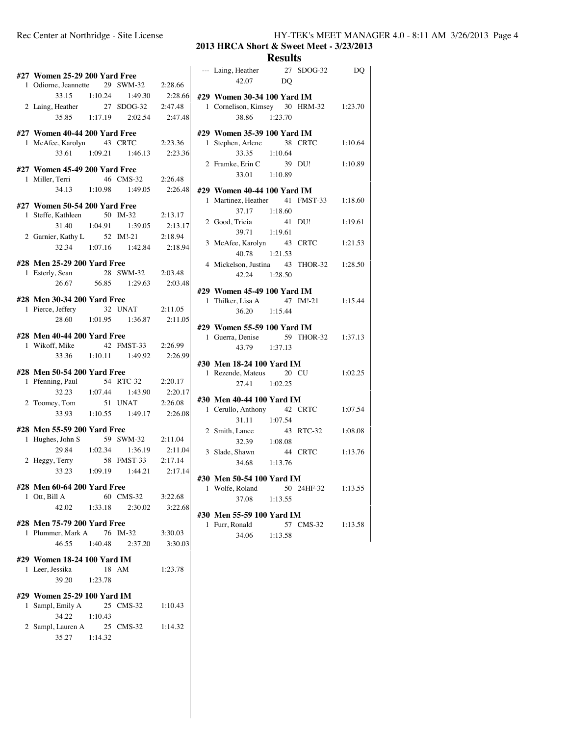## 2013 HRCA Short & Sweet Meet - 3/23/2013

## Results

#### #27 Women 25-29 200 Yard Free

| | | | | |
|---|---|---|---|---|
| 1 Odiorne, Jeannette | 29 | SWM-32 | | 2:28.66 |
| 33.15 | 1:10.24 | 1:49.30 | 2:28.66 | |
| 2 Laing, Heather | 27 | SDOG-32 | | 2:47.48 |
| 35.85 | 1:17.19 | 2:02.54 | 2:47.48 | |
| --- Laing, Heather | 27 | SDOG-32 | | DQ |
| 42.07 | DQ | | | |

#### #27 Women 40-44 200 Yard Free

| | | | | |
|---|---|---|---|---|
| 1 McAfee, Karolyn | 43 | CRTC | | 2:23.36 |
| 33.61 | 1:09.21 | 1:46.13 | 2:23.36 | |

#### #27 Women 45-49 200 Yard Free

| | | | | |
|---|---|---|---|---|
| 1 Miller, Terri | 46 | CMS-32 | | 2:26.48 |
| 34.13 | 1:10.98 | 1:49.05 | 2:26.48 | |

#### #27 Women 50-54 200 Yard Free

| | | | | |
|---|---|---|---|---|
| 1 Steffe, Kathleen | 50 | IM-32 | | 2:13.17 |
| 31.40 | 1:04.91 | 1:39.05 | 2:13.17 | |
| 2 Garnier, Kathy L | 52 | IM!-21 | | 2:18.94 |
| 32.34 | 1:07.16 | 1:42.84 | 2:18.94 | |

#### #28 Men 25-29 200 Yard Free

| | | | | |
|---|---|---|---|---|
| 1 Esterly, Sean | 28 | SWM-32 | | 2:03.48 |
| 26.67 | 56.85 | 1:29.63 | 2:03.48 | |

#### #28 Men 30-34 200 Yard Free

| | | | | |
|---|---|---|---|---|
| 1 Pierce, Jeffery | 32 | UNAT | | 2:11.05 |
| 28.60 | 1:01.95 | 1:36.87 | 2:11.05 | |

#### #28 Men 40-44 200 Yard Free

| | | | | |
|---|---|---|---|---|
| 1 Wikoff, Mike | 42 | FMST-33 | | 2:26.99 |
| 33.36 | 1:10.11 | 1:49.92 | 2:26.99 | |

#### #28 Men 50-54 200 Yard Free

| | | | | |
|---|---|---|---|---|
| 1 Pfenning, Paul | 54 | RTC-32 | | 2:20.17 |
| 32.23 | 1:07.44 | 1:43.90 | 2:20.17 | |
| 2 Toomey, Tom | 51 | UNAT | | 2:26.08 |
| 33.93 | 1:10.55 | 1:49.17 | 2:26.08 | |

#### #28 Men 55-59 200 Yard Free

| | | | | |
|---|---|---|---|---|
| 1 Hughes, John S | 59 | SWM-32 | | 2:11.04 |
| 29.84 | 1:02.34 | 1:36.19 | 2:11.04 | |
| 2 Heggy, Terry | 58 | FMST-33 | | 2:17.14 |
| 33.23 | 1:09.19 | 1:44.21 | 2:17.14 | |

#### #28 Men 60-64 200 Yard Free

| | | | | |
|---|---|---|---|---|
| 1 Ott, Bill A | 60 | CMS-32 | | 3:22.68 |
| 42.02 | 1:33.18 | 2:30.02 | 3:22.68 | |

#### #28 Men 75-79 200 Yard Free

| | | | | |
|---|---|---|---|---|
| 1 Plummer, Mark A | 76 | IM-32 | | 3:30.03 |
| 46.55 | 1:40.48 | 2:37.20 | 3:30.03 | |

#### #29 Women 18-24 100 Yard IM

| | | | |
|---|---|---|---|
| 1 Leer, Jessika | 18 | AM | 1:23.78 |
| 39.20 | 1:23.78 | | |

#### #29 Women 25-29 100 Yard IM

| | | | |
|---|---|---|---|
| 1 Sampl, Emily A | 25 | CMS-32 | 1:10.43 |
| 34.22 | 1:10.43 | | |
| 2 Sampl, Lauren A | 25 | CMS-32 | 1:14.32 |
| 35.27 | 1:14.32 | | |

#### #29 Women 30-34 100 Yard IM

| | | | |
|---|---|---|---|
| 1 Cornelison, Kimsey | 30 | HRM-32 | 1:23.70 |
| 38.86 | 1:23.70 | | |

#### #29 Women 35-39 100 Yard IM

| | | | |
|---|---|---|---|
| 1 Stephen, Arlene | 38 | CRTC | 1:10.64 |
| 33.35 | 1:10.64 | | |
| 2 Framke, Erin C | 39 | DU! | 1:10.89 |
| 33.01 | 1:10.89 | | |

#### #29 Women 40-44 100 Yard IM

| | | | |
|---|---|---|---|
| 1 Martinez, Heather | 41 | FMST-33 | 1:18.60 |
| 37.17 | 1:18.60 | | |
| 2 Good, Tricia | 41 | DU! | 1:19.61 |
| 39.71 | 1:19.61 | | |
| 3 McAfee, Karolyn | 43 | CRTC | 1:21.53 |
| 40.78 | 1:21.53 | | |
| 4 Mickelson, Justina | 43 | THOR-32 | 1:28.50 |
| 42.24 | 1:28.50 | | |

#### #29 Women 45-49 100 Yard IM

| | | | |
|---|---|---|---|
| 1 Thilker, Lisa A | 47 | IM!-21 | 1:15.44 |
| 36.20 | 1:15.44 | | |

#### #29 Women 55-59 100 Yard IM

| | | | |
|---|---|---|---|
| 1 Guerra, Denise | 59 | THOR-32 | 1:37.13 |
| 43.79 | 1:37.13 | | |

#### #30 Men 18-24 100 Yard IM

| | | | |
|---|---|---|---|
| 1 Rezende, Mateus | 20 | CU | 1:02.25 |
| 27.41 | 1:02.25 | | |

#### #30 Men 40-44 100 Yard IM

| | | | |
|---|---|---|---|
| 1 Cerullo, Anthony | 42 | CRTC | 1:07.54 |
| 31.11 | 1:07.54 | | |
| 2 Smith, Lance | 43 | RTC-32 | 1:08.08 |
| 32.39 | 1:08.08 | | |
| 3 Slade, Shawn | 44 | CRTC | 1:13.76 |
| 34.68 | 1:13.76 | | |

#### #30 Men 50-54 100 Yard IM

| | | | |
|---|---|---|---|
| 1 Wolfe, Roland | 50 | 24HF-32 | 1:13.55 |
| 37.08 | 1:13.55 | | |

#### #30 Men 55-59 100 Yard IM

| | | | |
|---|---|---|---|
| 1 Furr, Ronald | 57 | CMS-32 | 1:13.58 |
| 34.06 | 1:13.58 | | |